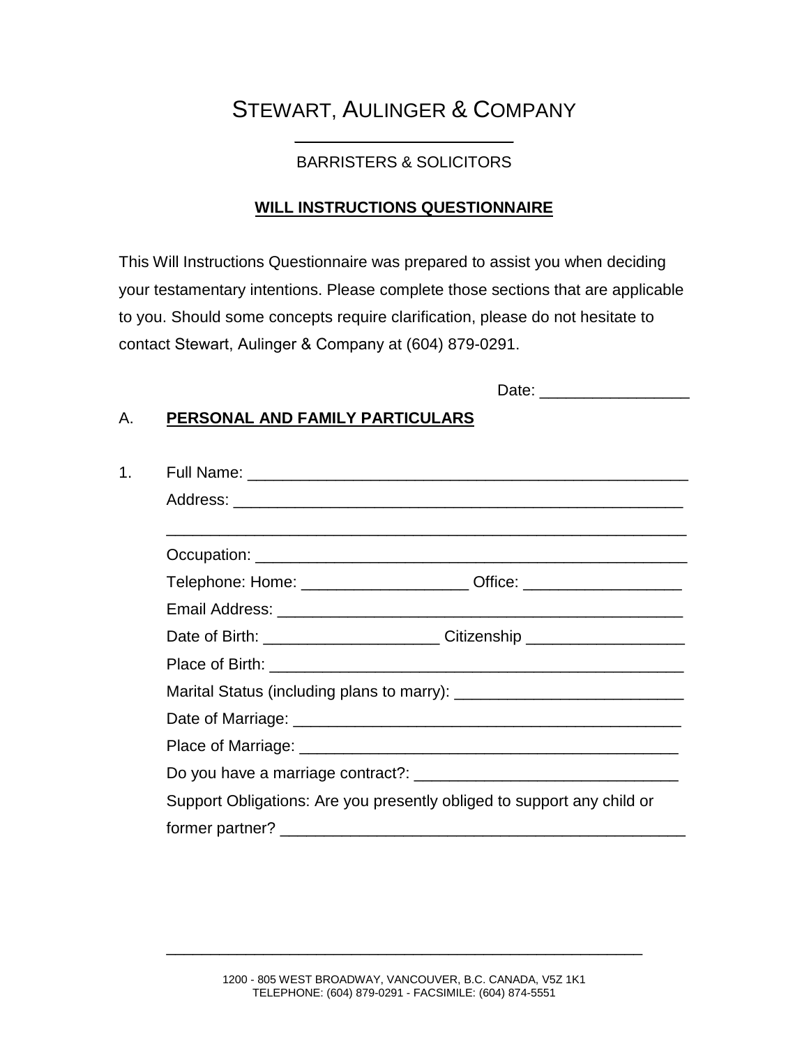# STEWART, AULINGER & COMPANY

BARRISTERS & SOLICITORS

## WILL INSTRUCTIONS QUESTIONNAIRE

This Will Instructions Questionnaire was prepared to assist you when deciding your testamentary intentions. Please complete those sections that are applicable to you. Should some concepts require clarification, please do not hesitate to contact Stewart, Aulinger & Company at (604) 879-0291.

Date: _________________

### A. PERSONAL AND FAMILY PARTICULARS

1. Full Name: ____________________________________________________

   Address: ______________________________________________________

   ______________________________________________________________

   Occupation: ____________________________________________________

   Telephone: Home: ___________________ Office: __________________

   Email Address: _________________________________________________

   Date of Birth: ____________________ Citizenship __________________

   Place of Birth: _________________________________________________

   Marital Status (including plans to marry): __________________________

   Date of Marriage: _______________________________________________

   Place of Marriage: ______________________________________________

   Do you have a marriage contract?: ______________________________

   Support Obligations: Are you presently obliged to support any child or former partner? ______________________________________________

1200 - 805 WEST BROADWAY, VANCOUVER, B.C. CANADA, V5Z 1K1
TELEPHONE: (604) 879-0291 - FACSIMILE: (604) 874-5551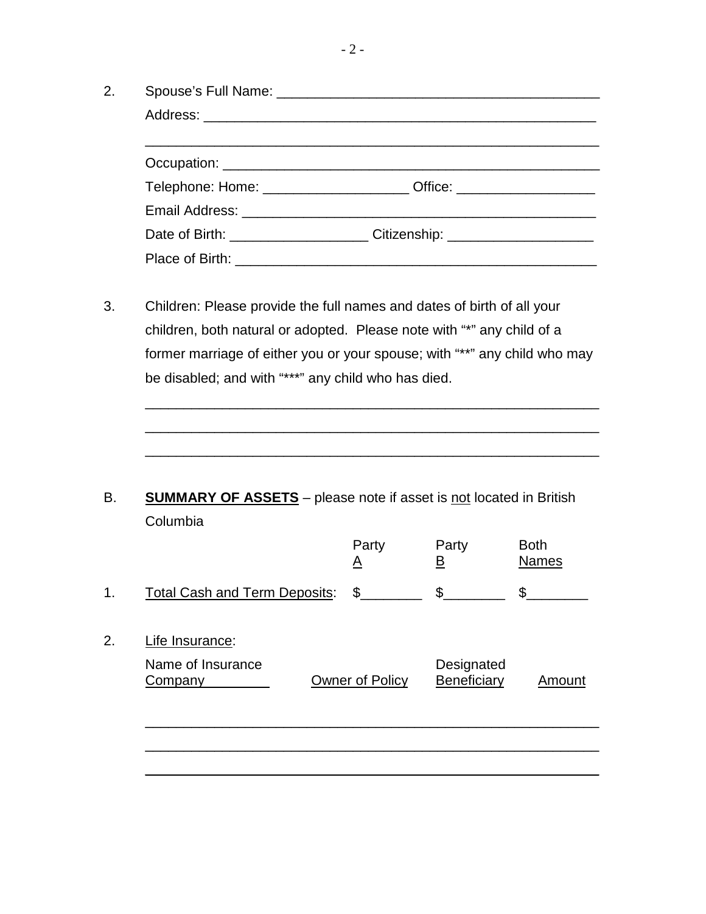2. Spouse's Full Name: ___________________________________________

   Address: ______________________________________________________

   ______________________________________________________________

   Occupation: ____________________________________________________

   Telephone: Home: ___________________ Office: __________________

   Email Address: _________________________________________________

   Date of Birth: __________________ Citizenship: ___________________

   Place of Birth: _________________________________________________

3. Children: Please provide the full names and dates of birth of all your children, both natural or adopted. Please note with "*" any child of a former marriage of either you or your spouse; with "**" any child who may be disabled; and with "***" any child who has died.

   ______________________________________________________________

   ______________________________________________________________

   ______________________________________________________________

B. **<u>SUMMARY OF ASSETS</u>** – please note if asset is <u>not</u> located in British Columbia

| | Party <u>A</u> | Party <u>B</u> | Both <u>Names</u> |
|---|---|---|---|
| 1. <u>Total Cash and Term Deposits</u>: | $________ | $________ | $________ |

2. <u>Life Insurance</u>:

| <u>Name of Insurance Company</u> | <u>Owner of Policy</u> | <u>Designated Beneficiary</u> | <u>Amount</u> |
|---|---|---|---|
| | | | |
| | | | |
| | | | |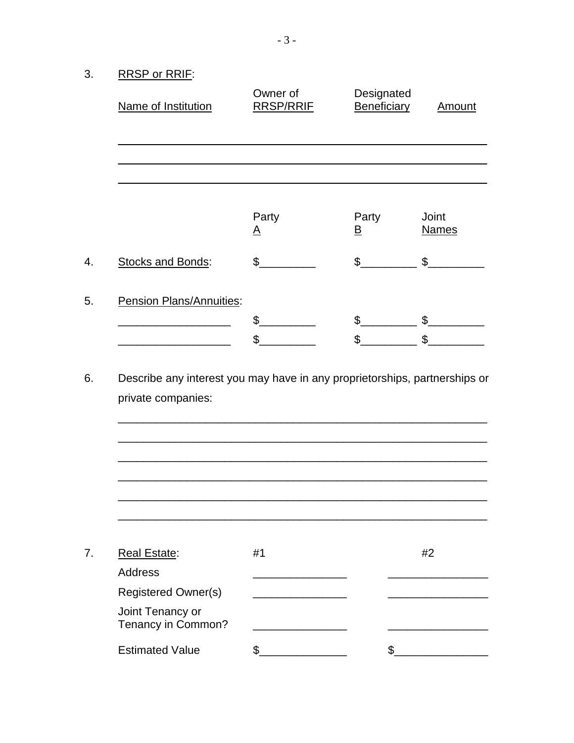3. RRSP or RRIF:

| Name of Institution | Owner of RRSP/RRIF | Designated Beneficiary | Amount |
|---|---|---|---|
| | | | |
| | | | |
| | | | |

| | Party A | Party B | Joint Names |
|---|---|---|---|
| 4. Stocks and Bonds: | $_________ | $_________ | $_________ |
| 5. Pension Plans/Annuities: | | | |
| __________________ | $_________ | $_________ | $_________ |
| __________________ | $_________ | $_________ | $_________ |

6. Describe any interest you may have in any proprietorships, partnerships or private companies:

___________________________________________________________

___________________________________________________________

___________________________________________________________

___________________________________________________________

___________________________________________________________

___________________________________________________________

7. Real Estate:

| | #1 | #2 |
|---|---|---|
| Address | _______________ | ________________ |
| Registered Owner(s) | _______________ | ________________ |
| Joint Tenancy or Tenancy in Common? | _______________ | ________________ |
| Estimated Value | $______________ | $_______________ |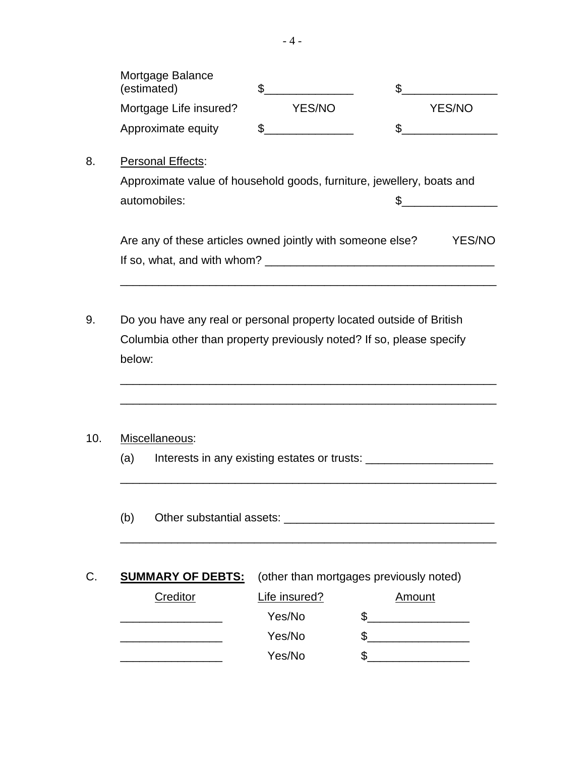| | | |
|---|---|---|
| Mortgage Balance (estimated) | $______________ | $_______________ |
| Mortgage Life insured? | YES/NO | YES/NO |
| Approximate equity | $______________ | $_______________ |

8. Personal Effects:

   Approximate value of household goods, furniture, jewellery, boats and automobiles: $_______________

   Are any of these articles owned jointly with someone else? YES/NO

   If so, what, and with whom? ___________________________________

   ___________________________________________________________

9. Do you have any real or personal property located outside of British Columbia other than property previously noted? If so, please specify below:

   ___________________________________________________________

   ___________________________________________________________

10. Miscellaneous:

    (a) Interests in any existing estates or trusts: ___________________

    ___________________________________________________________

    (b) Other substantial assets: ________________________________

    ___________________________________________________________

C. **SUMMARY OF DEBTS:** (other than mortgages previously noted)

| Creditor | Life insured? | Amount |
|---|---|---|
| _______________ | Yes/No | $_______________ |
| _______________ | Yes/No | $_______________ |
| _______________ | Yes/No | $_______________ |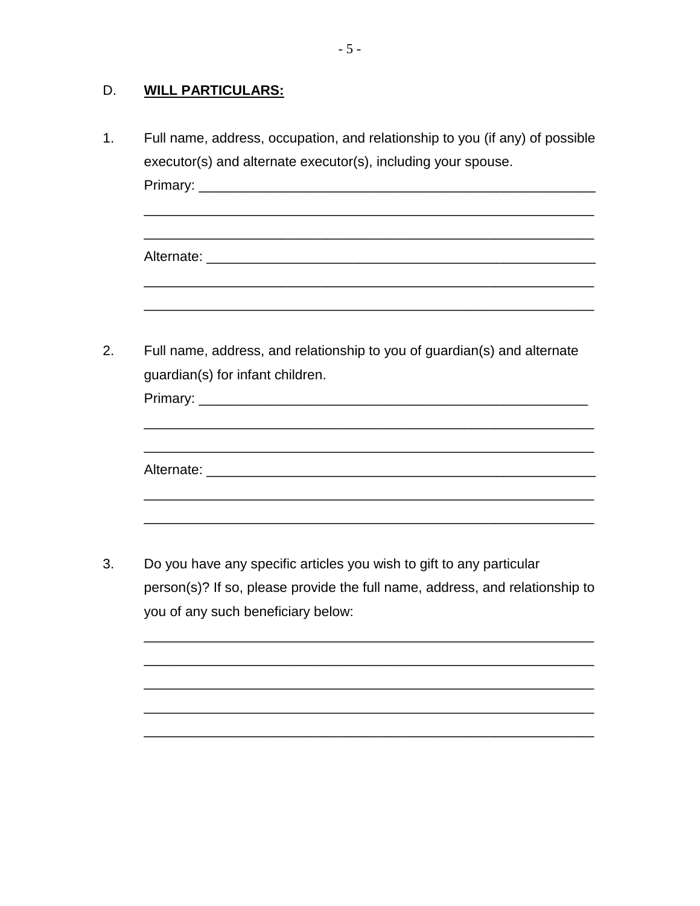## D. **<u>WILL PARTICULARS:</u>**

1. Full name, address, occupation, and relationship to you (if any) of possible executor(s) and alternate executor(s), including your spouse.

   Primary: ______________________________________________________

   ______________________________________________________________

   ______________________________________________________________

   Alternate: _____________________________________________________

   ______________________________________________________________

   ______________________________________________________________

2. Full name, address, and relationship to you of guardian(s) and alternate guardian(s) for infant children.

   Primary: _____________________________________________________

   ______________________________________________________________

   ______________________________________________________________

   Alternate: _____________________________________________________

   ______________________________________________________________

   ______________________________________________________________

3. Do you have any specific articles you wish to gift to any particular person(s)? If so, please provide the full name, address, and relationship to you of any such beneficiary below:

   ______________________________________________________________

   ______________________________________________________________

   ______________________________________________________________

   ______________________________________________________________

   ______________________________________________________________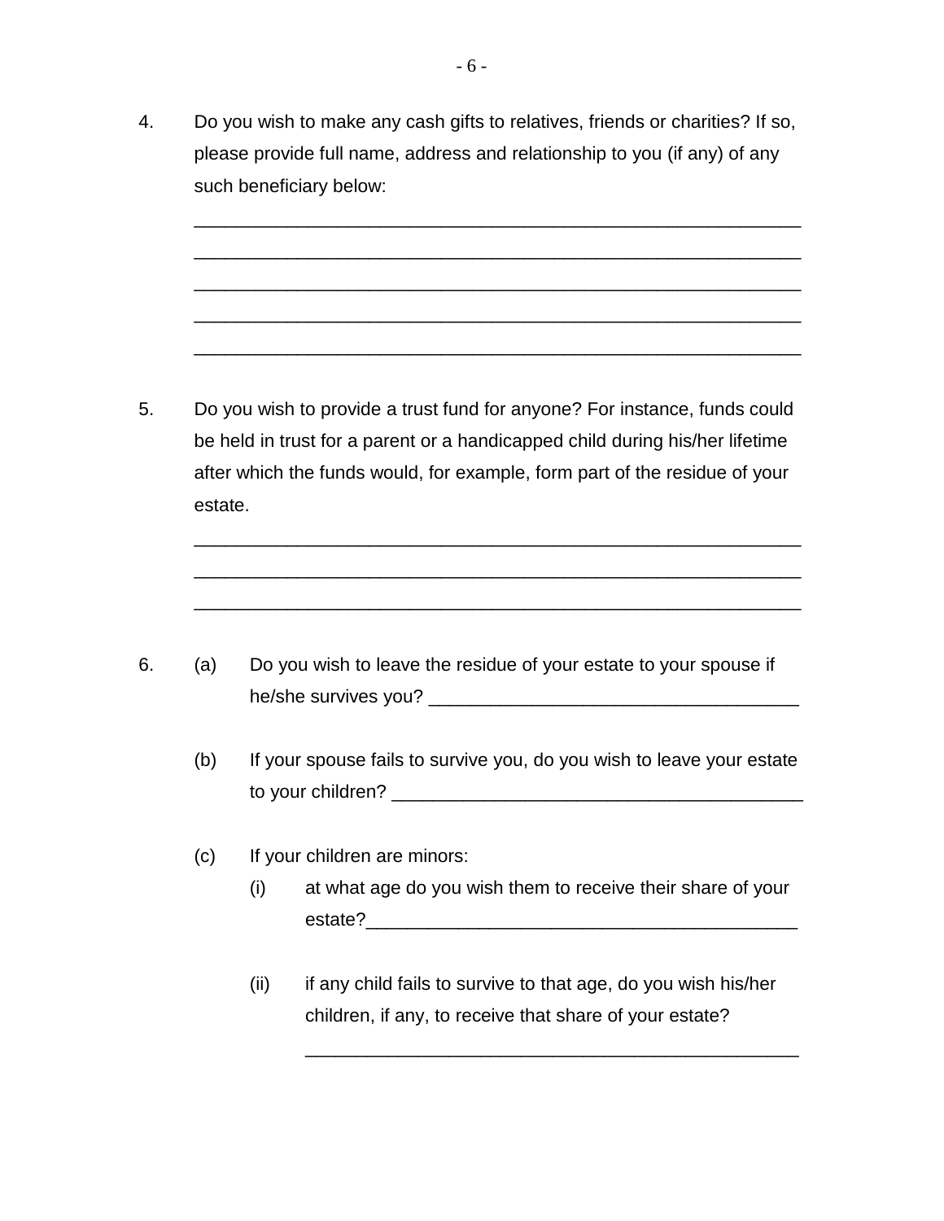4. Do you wish to make any cash gifts to relatives, friends or charities? If so, please provide full name, address and relationship to you (if any) of any such beneficiary below:

   ___________________________________________________________
   ___________________________________________________________
   ___________________________________________________________
   ___________________________________________________________
   ___________________________________________________________

5. Do you wish to provide a trust fund for anyone? For instance, funds could be held in trust for a parent or a handicapped child during his/her lifetime after which the funds would, for example, form part of the residue of your estate.

   ___________________________________________________________
   ___________________________________________________________
   ___________________________________________________________

6. (a) Do you wish to leave the residue of your estate to your spouse if he/she survives you? ____________________________________

   (b) If your spouse fails to survive you, do you wish to leave your estate to your children? ________________________________________

   (c) If your children are minors:

      (i) at what age do you wish them to receive their share of your estate?__________________________________________

      (ii) if any child fails to survive to that age, do you wish his/her children, if any, to receive that share of your estate?

      _________________________________________________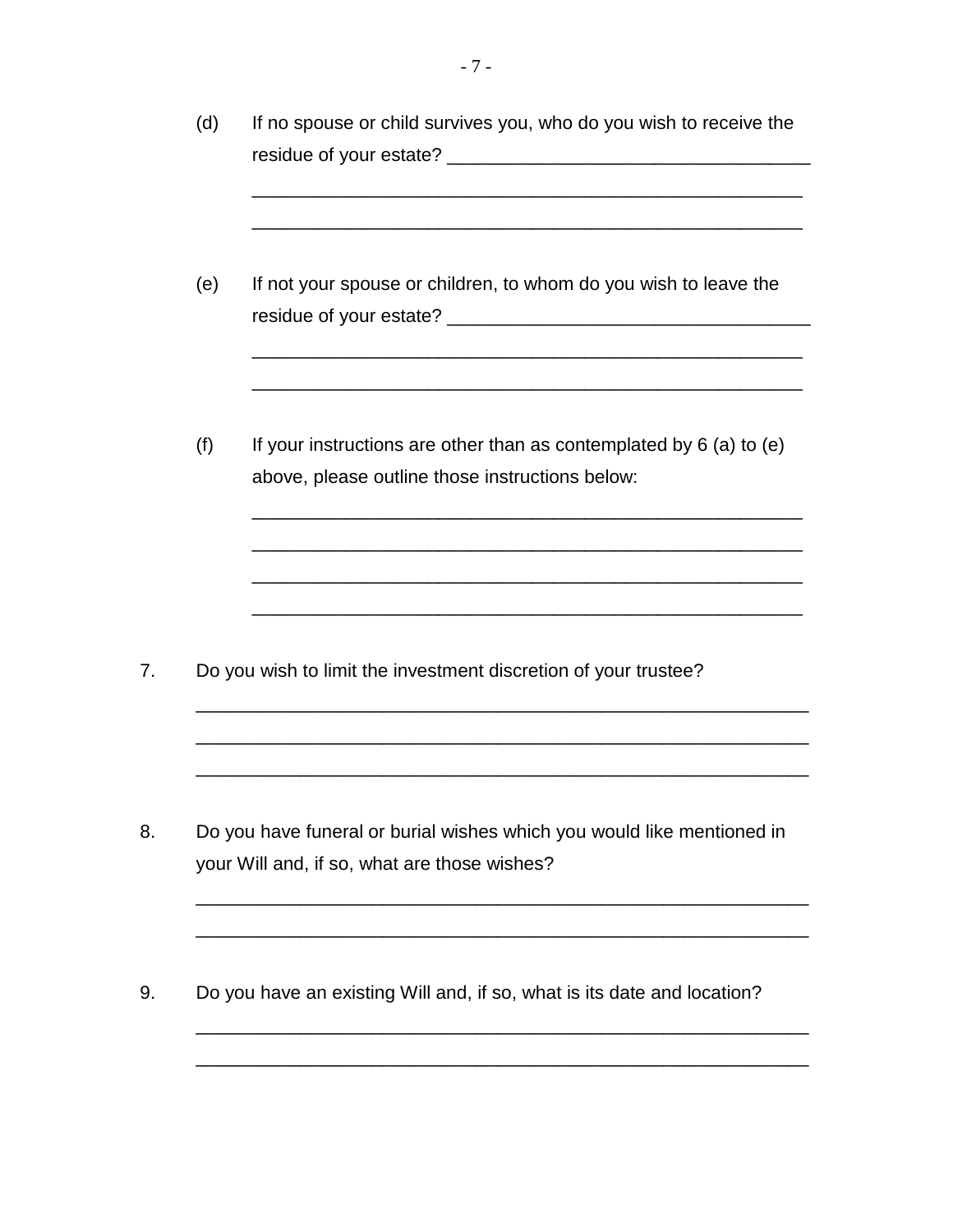(d) If no spouse or child survives you, who do you wish to receive the residue of your estate? ___________________________________

_____________________________________________________

_____________________________________________________

(e) If not your spouse or children, to whom do you wish to leave the residue of your estate? ___________________________________

_____________________________________________________

_____________________________________________________

(f) If your instructions are other than as contemplated by 6 (a) to (e) above, please outline those instructions below:

_____________________________________________________

_____________________________________________________

_____________________________________________________

_____________________________________________________

7. Do you wish to limit the investment discretion of your trustee?

___________________________________________________________

___________________________________________________________

___________________________________________________________

8. Do you have funeral or burial wishes which you would like mentioned in your Will and, if so, what are those wishes?

___________________________________________________________

___________________________________________________________

9. Do you have an existing Will and, if so, what is its date and location?

___________________________________________________________

___________________________________________________________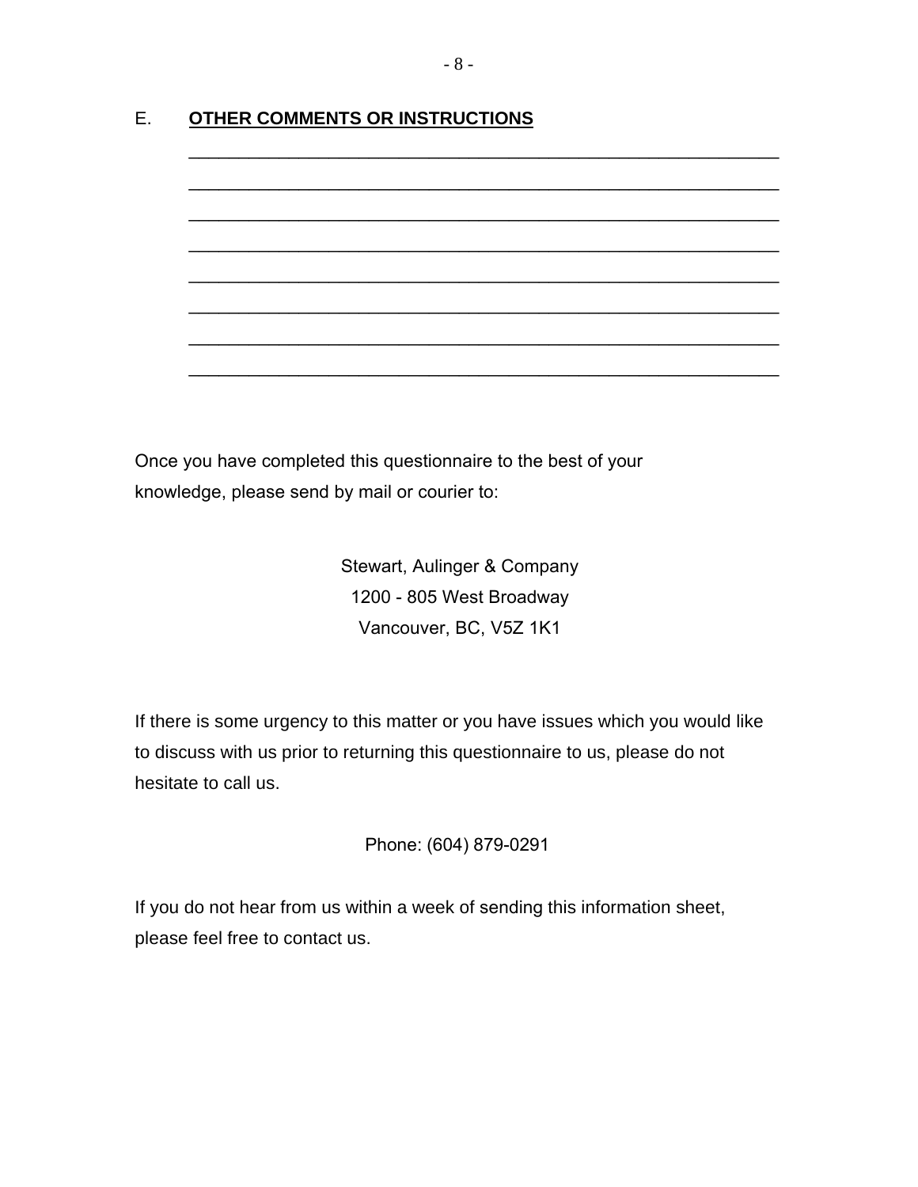## E. **OTHER COMMENTS OR INSTRUCTIONS**

_______________________________________________________________

_______________________________________________________________

_______________________________________________________________

_______________________________________________________________

_______________________________________________________________

_______________________________________________________________

_______________________________________________________________

_______________________________________________________________

Once you have completed this questionnaire to the best of your knowledge, please send by mail or courier to:

Stewart, Aulinger & Company
1200 - 805 West Broadway
Vancouver, BC, V5Z 1K1

If there is some urgency to this matter or you have issues which you would like to discuss with us prior to returning this questionnaire to us, please do not hesitate to call us.

Phone: (604) 879-0291

If you do not hear from us within a week of sending this information sheet, please feel free to contact us.